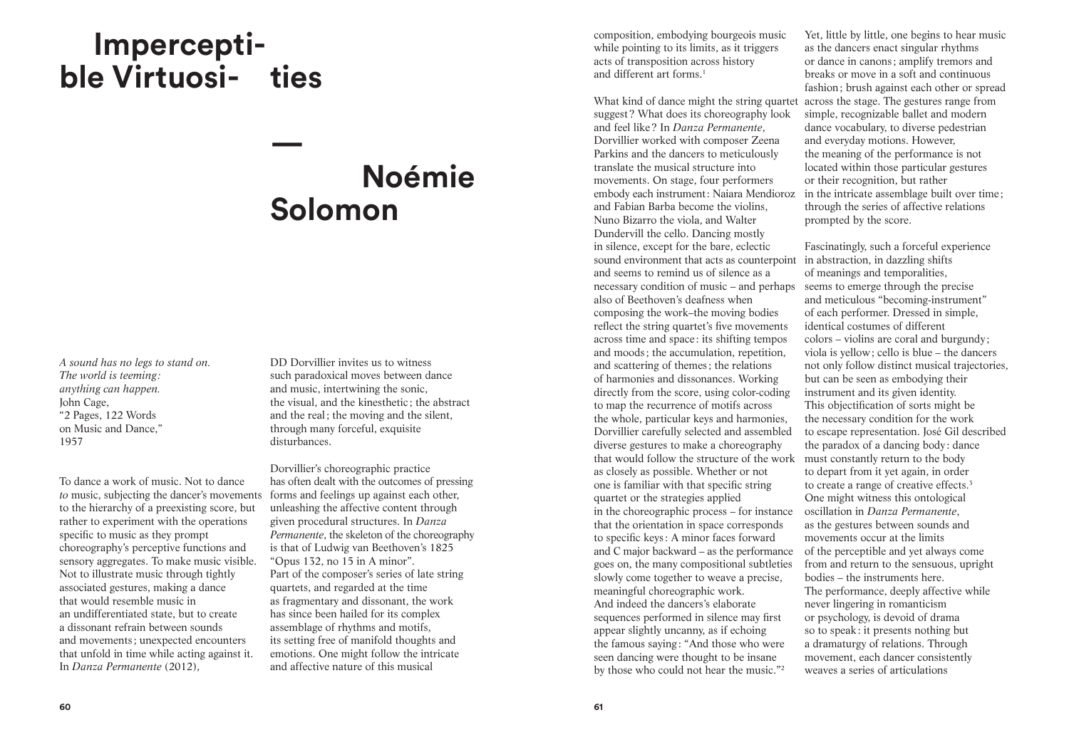# Imperceptible Virtuosities

## — Noémie Solomon

*A sound has no legs to stand on.*
*The world is teeming:*
*anything can happen.*
John Cage,
"2 Pages, 122 Words
on Music and Dance,"
1957

To dance a work of music. Not to dance *to* music, subjecting the dancer's movements to the hierarchy of a preexisting score, but rather to experiment with the operations specific to music as they prompt choreography's perceptive functions and sensory aggregates. To make music visible. Not to illustrate music through tightly associated gestures, making a dance that would resemble music in an undifferentiated state, but to create a dissonant refrain between sounds and movements; unexpected encounters that unfold in time while acting against it. In *Danza Permanente* (2012), DD Dorvillier invites us to witness such paradoxical moves between dance and music, intertwining the sonic, the visual, and the kinesthetic; the abstract and the real; the moving and the silent, through many forceful, exquisite disturbances.

Dorvillier's choreographic practice has often dealt with the outcomes of pressing forms and feelings up against each other, unleashing the affective content through given procedural structures. In *Danza Permanente*, the skeleton of the choreography is that of Ludwig van Beethoven's 1825 "Opus 132, no 15 in A minor". Part of the composer's series of late string quartets, and regarded at the time as fragmentary and dissonant, the work has since been hailed for its complex assemblage of rhythms and motifs, its setting free of manifold thoughts and emotions. One might follow the intricate and affective nature of this musical composition, embodying bourgeois music while pointing to its limits, as it triggers acts of transposition across history and different art forms.[1]

What kind of dance might the string quartet suggest? What does its choreography look and feel like? In *Danza Permanente*, Dorvillier worked with composer Zeena Parkins and the dancers to meticulously translate the musical structure into movements. On stage, four performers embody each instrument: Naiara Mendioroz and Fabian Barba become the violins, Nuno Bizarro the viola, and Walter Dundervill the cello. Dancing mostly in silence, except for the bare, eclectic sound environment that acts as counterpoint and seems to remind us of silence as a necessary condition of music – and perhaps also of Beethoven's deafness when composing the work–the moving bodies reflect the string quartet's five movements across time and space: its shifting tempos and moods; the accumulation, repetition, and scattering of themes; the relations of harmonies and dissonances. Working directly from the score, using color-coding to map the recurrence of motifs across the whole, particular keys and harmonies, Dorvillier carefully selected and assembled diverse gestures to make a choreography that would follow the structure of the work as closely as possible. Whether or not one is familiar with that specific string quartet or the strategies applied in the choreographic process – for instance that the orientation in space corresponds to specific keys: A minor faces forward and C major backward – as the performance goes on, the many compositional subtleties slowly come together to weave a precise, meaningful choreographic work. And indeed the dancers's elaborate sequences performed in silence may first appear slightly uncanny, as if echoing the famous saying: "And those who were seen dancing were thought to be insane by those who could not hear the music."[2] Yet, little by little, one begins to hear music as the dancers enact singular rhythms or dance in canons; amplify tremors and breaks or move in a soft and continuous fashion; brush against each other or spread across the stage. The gestures range from simple, recognizable ballet and modern dance vocabulary, to diverse pedestrian and everyday motions. However, the meaning of the performance is not located within those particular gestures or their recognition, but rather in the intricate assemblage built over time; through the series of affective relations prompted by the score.

Fascinatingly, such a forceful experience in abstraction, in dazzling shifts of meanings and temporalities, seems to emerge through the precise and meticulous "becoming-instrument" of each performer. Dressed in simple, identical costumes of different colors – violins are coral and burgundy; viola is yellow; cello is blue – the dancers not only follow distinct musical trajectories, but can be seen as embodying their instrument and its given identity. This objectification of sorts might be the necessary condition for the work to escape representation. José Gil described the paradox of a dancing body: dance must constantly return to the body to depart from it yet again, in order to create a range of creative effects.[3] One might witness this ontological oscillation in *Danza Permanente*, as the gestures between sounds and movements occur at the limits of the perceptible and yet always come from and return to the sensuous, upright bodies – the instruments here. The performance, deeply affective while never lingering in romanticism or psychology, is devoid of drama so to speak: it presents nothing but a dramaturgy of relations. Through movement, each dancer consistently weaves a series of articulations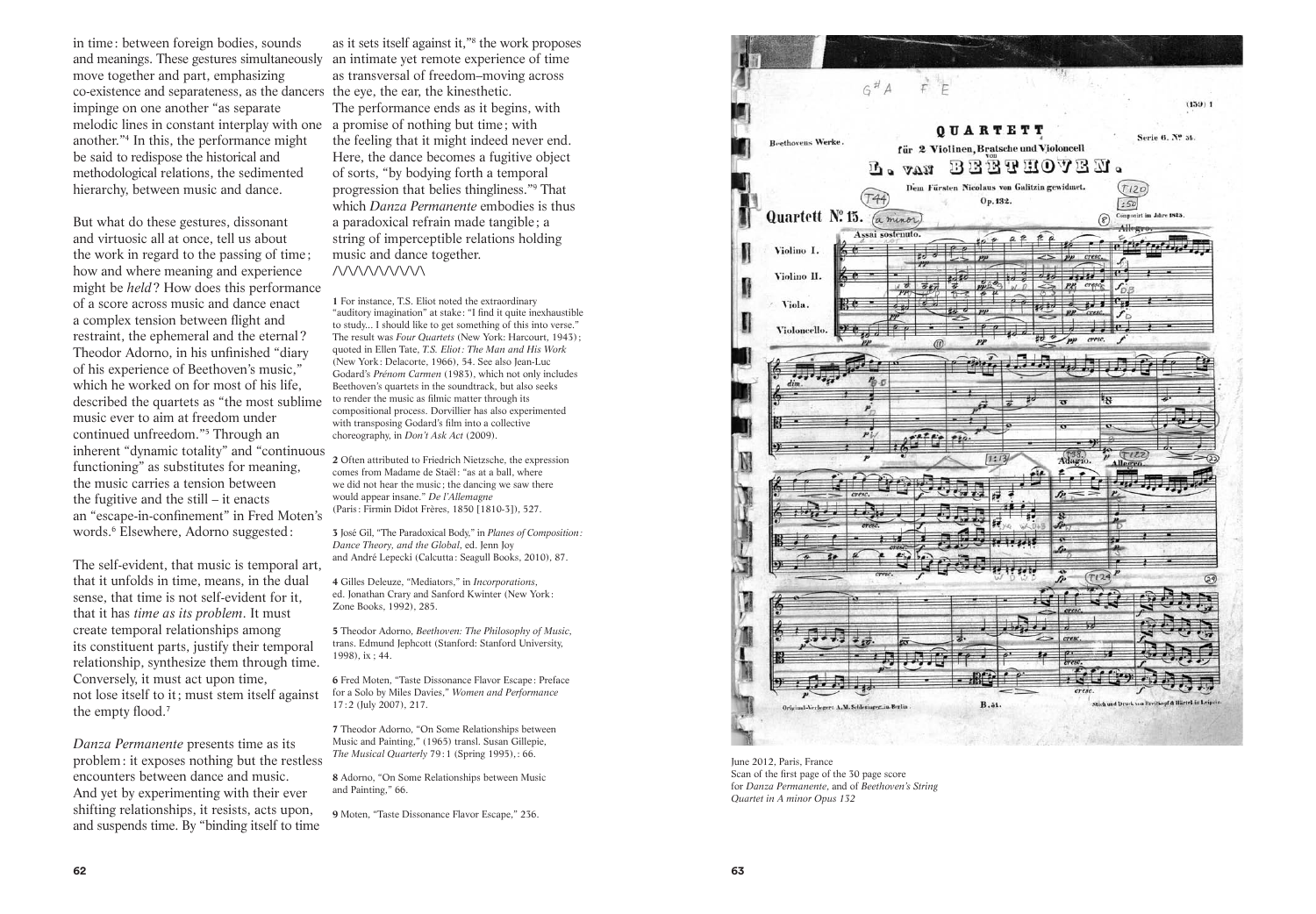in time: between foreign bodies, sounds and meanings. These gestures simultaneously move together and part, emphasizing co-existence and separateness, as the dancers impinge on one another "as separate melodic lines in constant interplay with one another."[4] In this, the performance might be said to redispose the historical and methodological relations, the sedimented hierarchy, between music and dance.

But what do these gestures, dissonant and virtuosic all at once, tell us about the work in regard to the passing of time; how and where meaning and experience might be *held*? How does this performance of a score across music and dance enact a complex tension between flight and restraint, the ephemeral and the eternal? Theodor Adorno, in his unfinished "diary of his experience of Beethoven's music," which he worked on for most of his life, described the quartets as "the most sublime music ever to aim at freedom under continued unfreedom."[5] Through an inherent "dynamic totality" and "continuous functioning" as substitutes for meaning, the music carries a tension between the fugitive and the still – it enacts an "escape-in-confinement" in Fred Moten's words.[6] Elsewhere, Adorno suggested:

The self-evident, that music is temporal art, that it unfolds in time, means, in the dual sense, that time is not self-evident for it, that it has *time as its problem*. It must create temporal relationships among its constituent parts, justify their temporal relationship, synthesize them through time. Conversely, it must act upon time, not lose itself to it; must stem itself against the empty flood.[7]

*Danza Permanente* presents time as its problem: it exposes nothing but the restless encounters between dance and music. And yet by experimenting with their ever shifting relationships, it resists, acts upon, and suspends time. By "binding itself to time as it sets itself against it,"[8] the work proposes an intimate yet remote experience of time as transversal of freedom–moving across the eye, the ear, the kinesthetic. The performance ends as it begins, with a promise of nothing but time; with the feeling that it might indeed never end. Here, the dance becomes a fugitive object of sorts, "by bodying forth a temporal progression that belies thingliness."[9] That which *Danza Permanente* embodies is thus a paradoxical refrain made tangible; a string of imperceptible relations holding music and dance together.

/\/\/\/\/\/\/\/\/\/\

**1** For instance, T.S. Eliot noted the extraordinary "auditory imagination" at stake: "I find it quite inexhaustible to study... I should like to get something of this into verse." The result was *Four Quartets* (New York: Harcourt, 1943); quoted in Ellen Tate, *T.S. Eliot: The Man and His Work* (New York: Delacorte, 1966), 54. See also Jean-Luc Godard's *Prénom Carmen* (1983), which not only includes Beethoven's quartets in the soundtrack, but also seeks to render the music as filmic matter through its compositional process. Dorvillier has also experimented with transposing Godard's film into a collective choreography, in *Don't Ask Act* (2009).

**2** Often attributed to Friedrich Nietzsche, the expression comes from Madame de Staël: "as at a ball, where we did not hear the music; the dancing we saw there would appear insane." *De l'Allemagne* (Paris: Firmin Didot Frères, 1850 [1810-3]), 527.

**3** José Gil, "The Paradoxical Body," in *Planes of Composition: Dance Theory, and the Global*, ed. Jenn Joy and André Lepecki (Calcutta: Seagull Books, 2010), 87.

**4** Gilles Deleuze, "Mediators," in *Incorporations*, ed. Jonathan Crary and Sanford Kwinter (New York: Zone Books, 1992), 285.

**5** Theodor Adorno, *Beethoven: The Philosophy of Music*, trans. Edmund Jephcott (Stanford: Stanford University, 1998), ix; 44.

**6** Fred Moten, "Taste Dissonance Flavor Escape: Preface for a Solo by Miles Davies," *Women and Performance* 17:2 (July 2007), 217.

**7** Theodor Adorno, "On Some Relationships between Music and Painting," (1965) transl. Susan Gillepie, *The Musical Quarterly* 79:1 (Spring 1995),: 66.

**8** Adorno, "On Some Relationships between Music and Painting," 66.

**9** Moten, "Taste Dissonance Flavor Escape," 236.

June 2012, Paris, France
Scan of the first page of the 30 page score for *Danza Permanente*, and of *Beethoven's String Quartet in A minor Opus 132*